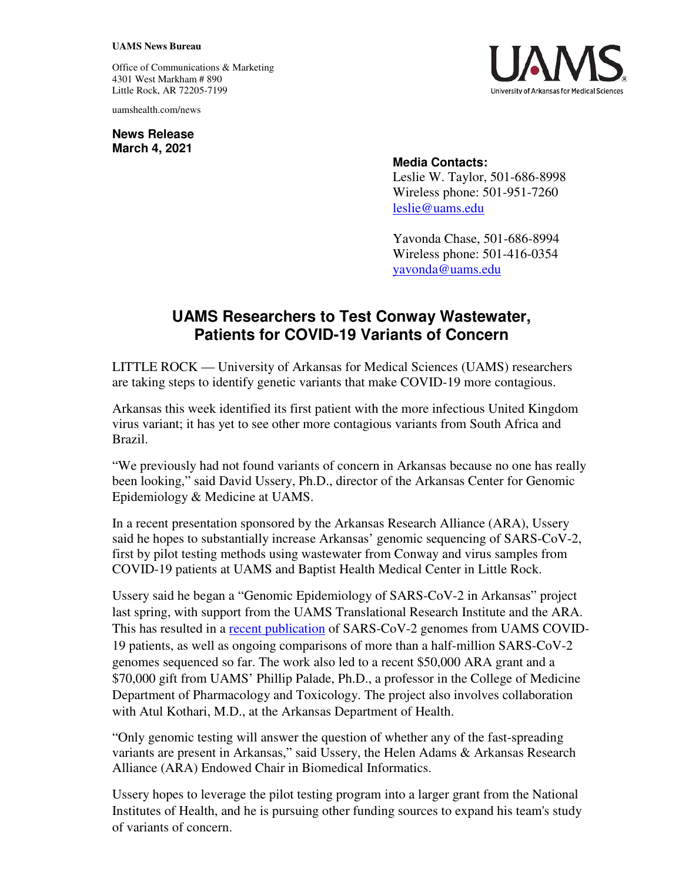**UAMS News Bureau**

Office of Communications & Marketing
4301 West Markham # 890
Little Rock, AR 72205-7199

uamshealth.com/news

UAMS
University of Arkansas for Medical Sciences

**News Release**
**March 4, 2021**

**Media Contacts:**
Leslie W. Taylor, 501-686-8998
Wireless phone: 501-951-7260
[leslie@uams.edu](mailto:leslie@uams.edu)

Yavonda Chase, 501-686-8994
Wireless phone: 501-416-0354
[yavonda@uams.edu](mailto:yavonda@uams.edu)

# UAMS Researchers to Test Conway Wastewater, Patients for COVID-19 Variants of Concern

LITTLE ROCK — University of Arkansas for Medical Sciences (UAMS) researchers are taking steps to identify genetic variants that make COVID-19 more contagious.

Arkansas this week identified its first patient with the more infectious United Kingdom virus variant; it has yet to see other more contagious variants from South Africa and Brazil.

"We previously had not found variants of concern in Arkansas because no one has really been looking," said David Ussery, Ph.D., director of the Arkansas Center for Genomic Epidemiology & Medicine at UAMS.

In a recent presentation sponsored by the Arkansas Research Alliance (ARA), Ussery said he hopes to substantially increase Arkansas' genomic sequencing of SARS-CoV-2, first by pilot testing methods using wastewater from Conway and virus samples from COVID-19 patients at UAMS and Baptist Health Medical Center in Little Rock.

Ussery said he began a "Genomic Epidemiology of SARS-CoV-2 in Arkansas" project last spring, with support from the UAMS Translational Research Institute and the ARA. This has resulted in a recent publication of SARS-CoV-2 genomes from UAMS COVID-19 patients, as well as ongoing comparisons of more than a half-million SARS-CoV-2 genomes sequenced so far. The work also led to a recent $50,000 ARA grant and a $70,000 gift from UAMS' Phillip Palade, Ph.D., a professor in the College of Medicine Department of Pharmacology and Toxicology. The project also involves collaboration with Atul Kothari, M.D., at the Arkansas Department of Health.

"Only genomic testing will answer the question of whether any of the fast-spreading variants are present in Arkansas," said Ussery, the Helen Adams & Arkansas Research Alliance (ARA) Endowed Chair in Biomedical Informatics.

Ussery hopes to leverage the pilot testing program into a larger grant from the National Institutes of Health, and he is pursuing other funding sources to expand his team's study of variants of concern.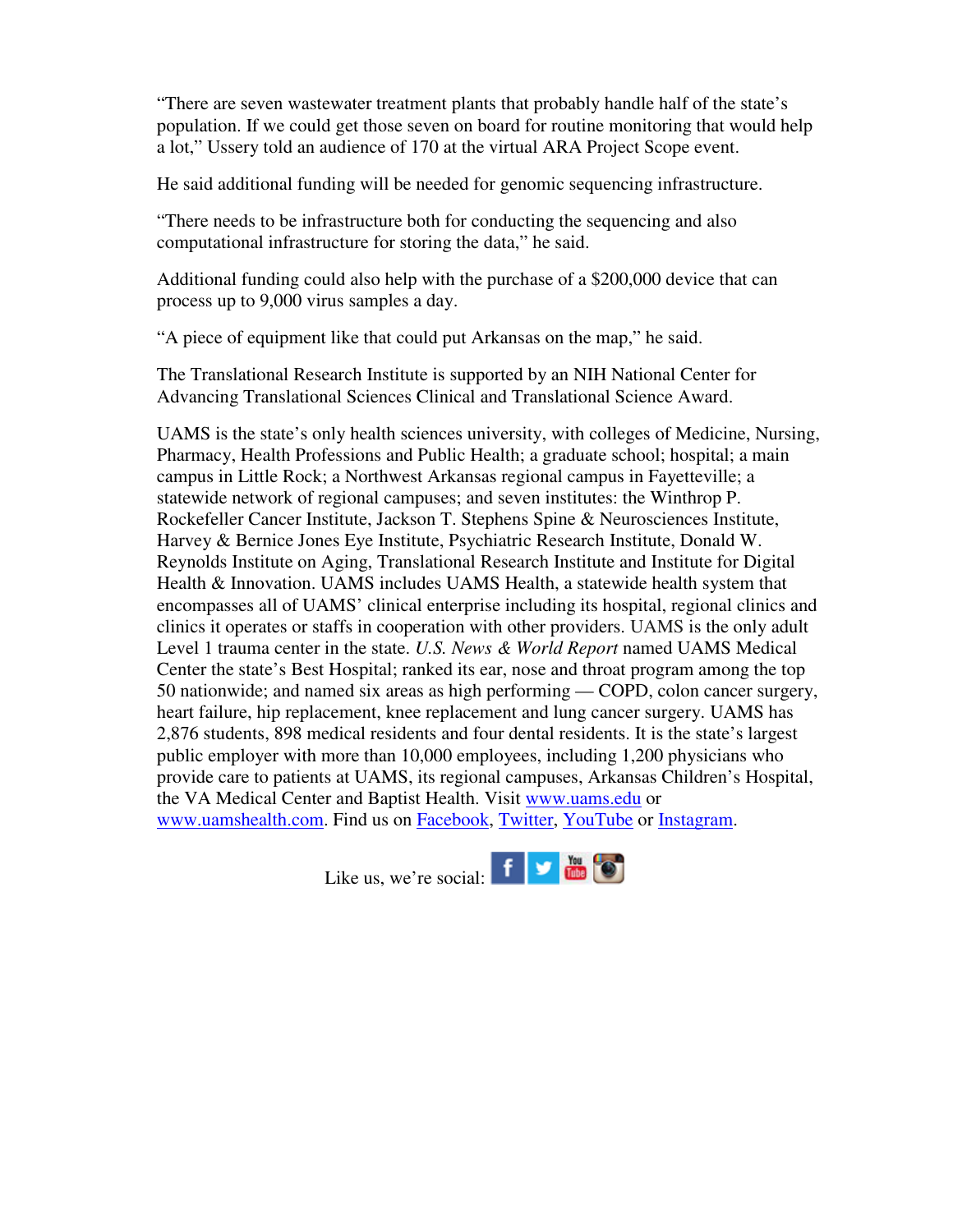"There are seven wastewater treatment plants that probably handle half of the state's population. If we could get those seven on board for routine monitoring that would help a lot," Ussery told an audience of 170 at the virtual ARA Project Scope event.

He said additional funding will be needed for genomic sequencing infrastructure.

"There needs to be infrastructure both for conducting the sequencing and also computational infrastructure for storing the data," he said.

Additional funding could also help with the purchase of a $200,000 device that can process up to 9,000 virus samples a day.

"A piece of equipment like that could put Arkansas on the map," he said.

The Translational Research Institute is supported by an NIH National Center for Advancing Translational Sciences Clinical and Translational Science Award.

UAMS is the state's only health sciences university, with colleges of Medicine, Nursing, Pharmacy, Health Professions and Public Health; a graduate school; hospital; a main campus in Little Rock; a Northwest Arkansas regional campus in Fayetteville; a statewide network of regional campuses; and seven institutes: the Winthrop P. Rockefeller Cancer Institute, Jackson T. Stephens Spine & Neurosciences Institute, Harvey & Bernice Jones Eye Institute, Psychiatric Research Institute, Donald W. Reynolds Institute on Aging, Translational Research Institute and Institute for Digital Health & Innovation. UAMS includes UAMS Health, a statewide health system that encompasses all of UAMS' clinical enterprise including its hospital, regional clinics and clinics it operates or staffs in cooperation with other providers. UAMS is the only adult Level 1 trauma center in the state. *U.S. News & World Report* named UAMS Medical Center the state's Best Hospital; ranked its ear, nose and throat program among the top 50 nationwide; and named six areas as high performing — COPD, colon cancer surgery, heart failure, hip replacement, knee replacement and lung cancer surgery. UAMS has 2,876 students, 898 medical residents and four dental residents. It is the state's largest public employer with more than 10,000 employees, including 1,200 physicians who provide care to patients at UAMS, its regional campuses, Arkansas Children's Hospital, the VA Medical Center and Baptist Health. Visit www.uams.edu or www.uamshealth.com. Find us on Facebook, Twitter, YouTube or Instagram.

Like us, we're social: